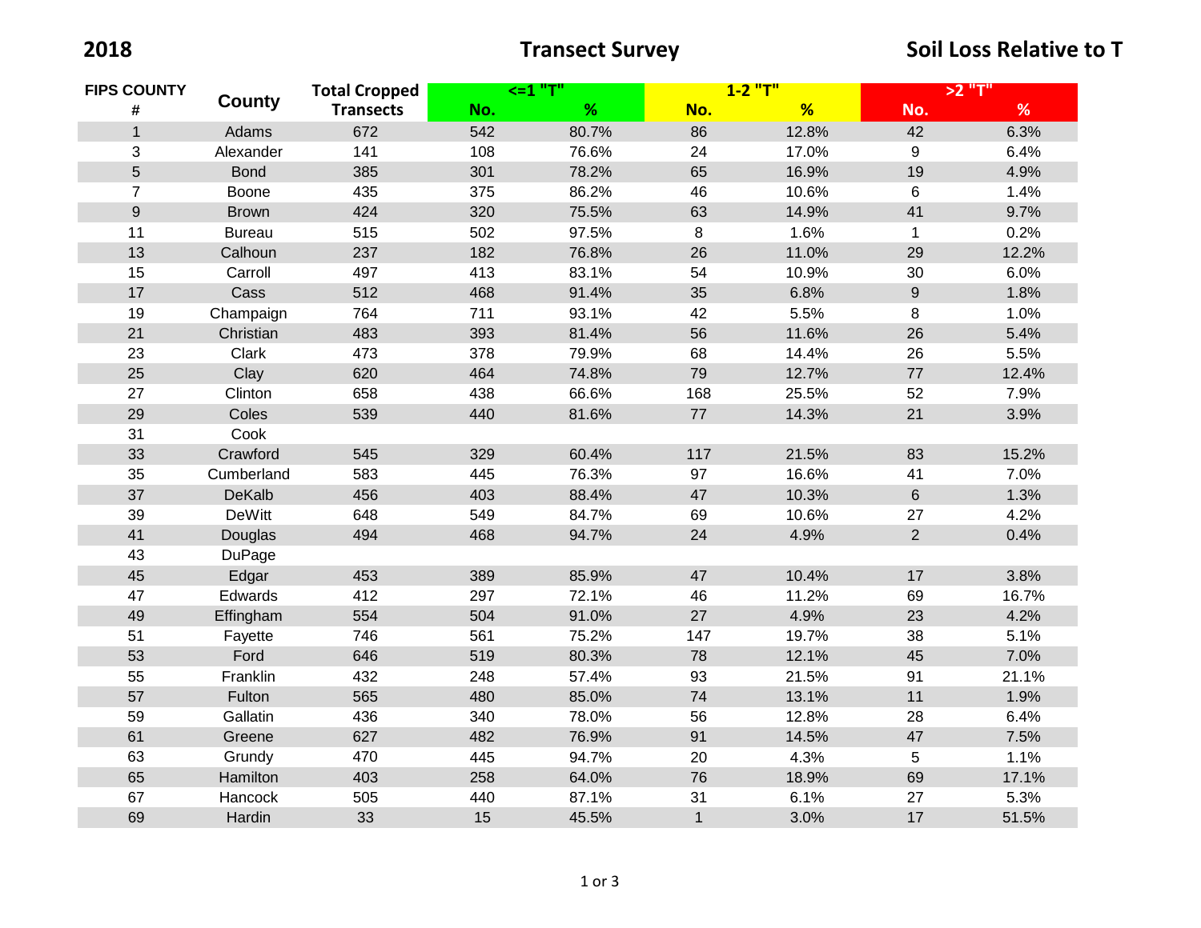**2018** **Transect Survey** **Soil Loss Relative to T**

| FIPS COUNTY # | County | Total Cropped Transects | <=1 "T" | | 1-2 "T" | | >2 "T" | |
|---|---|---|---|---|---|---|---|---|
| | | | No. | % | No. | % | No. | % |
| 1 | Adams | 672 | 542 | 80.7% | 86 | 12.8% | 42 | 6.3% |
| 3 | Alexander | 141 | 108 | 76.6% | 24 | 17.0% | 9 | 6.4% |
| 5 | Bond | 385 | 301 | 78.2% | 65 | 16.9% | 19 | 4.9% |
| 7 | Boone | 435 | 375 | 86.2% | 46 | 10.6% | 6 | 1.4% |
| 9 | Brown | 424 | 320 | 75.5% | 63 | 14.9% | 41 | 9.7% |
| 11 | Bureau | 515 | 502 | 97.5% | 8 | 1.6% | 1 | 0.2% |
| 13 | Calhoun | 237 | 182 | 76.8% | 26 | 11.0% | 29 | 12.2% |
| 15 | Carroll | 497 | 413 | 83.1% | 54 | 10.9% | 30 | 6.0% |
| 17 | Cass | 512 | 468 | 91.4% | 35 | 6.8% | 9 | 1.8% |
| 19 | Champaign | 764 | 711 | 93.1% | 42 | 5.5% | 8 | 1.0% |
| 21 | Christian | 483 | 393 | 81.4% | 56 | 11.6% | 26 | 5.4% |
| 23 | Clark | 473 | 378 | 79.9% | 68 | 14.4% | 26 | 5.5% |
| 25 | Clay | 620 | 464 | 74.8% | 79 | 12.7% | 77 | 12.4% |
| 27 | Clinton | 658 | 438 | 66.6% | 168 | 25.5% | 52 | 7.9% |
| 29 | Coles | 539 | 440 | 81.6% | 77 | 14.3% | 21 | 3.9% |
| 31 | Cook | | | | | | | |
| 33 | Crawford | 545 | 329 | 60.4% | 117 | 21.5% | 83 | 15.2% |
| 35 | Cumberland | 583 | 445 | 76.3% | 97 | 16.6% | 41 | 7.0% |
| 37 | DeKalb | 456 | 403 | 88.4% | 47 | 10.3% | 6 | 1.3% |
| 39 | DeWitt | 648 | 549 | 84.7% | 69 | 10.6% | 27 | 4.2% |
| 41 | Douglas | 494 | 468 | 94.7% | 24 | 4.9% | 2 | 0.4% |
| 43 | DuPage | | | | | | | |
| 45 | Edgar | 453 | 389 | 85.9% | 47 | 10.4% | 17 | 3.8% |
| 47 | Edwards | 412 | 297 | 72.1% | 46 | 11.2% | 69 | 16.7% |
| 49 | Effingham | 554 | 504 | 91.0% | 27 | 4.9% | 23 | 4.2% |
| 51 | Fayette | 746 | 561 | 75.2% | 147 | 19.7% | 38 | 5.1% |
| 53 | Ford | 646 | 519 | 80.3% | 78 | 12.1% | 45 | 7.0% |
| 55 | Franklin | 432 | 248 | 57.4% | 93 | 21.5% | 91 | 21.1% |
| 57 | Fulton | 565 | 480 | 85.0% | 74 | 13.1% | 11 | 1.9% |
| 59 | Gallatin | 436 | 340 | 78.0% | 56 | 12.8% | 28 | 6.4% |
| 61 | Greene | 627 | 482 | 76.9% | 91 | 14.5% | 47 | 7.5% |
| 63 | Grundy | 470 | 445 | 94.7% | 20 | 4.3% | 5 | 1.1% |
| 65 | Hamilton | 403 | 258 | 64.0% | 76 | 18.9% | 69 | 17.1% |
| 67 | Hancock | 505 | 440 | 87.1% | 31 | 6.1% | 27 | 5.3% |
| 69 | Hardin | 33 | 15 | 45.5% | 1 | 3.0% | 17 | 51.5% |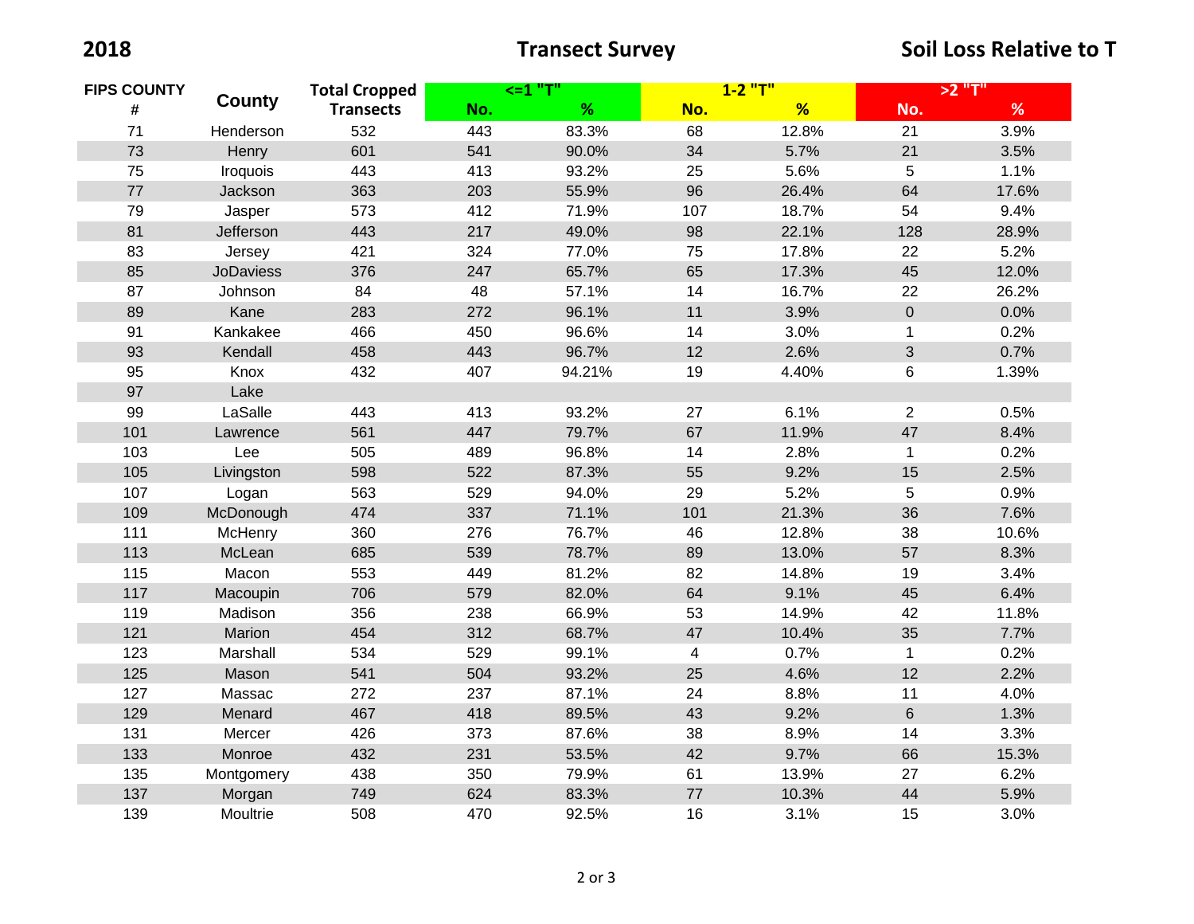## 2018 Transect Survey — Soil Loss Relative to T

| FIPS COUNTY # | County | Total Cropped Transects | <=1 "T" | | 1-2 "T" | | >2 "T" | |
|---|---|---|---|---|---|---|---|---|
| | | | No. | % | No. | % | No. | % |
| 71 | Henderson | 532 | 443 | 83.3% | 68 | 12.8% | 21 | 3.9% |
| 73 | Henry | 601 | 541 | 90.0% | 34 | 5.7% | 21 | 3.5% |
| 75 | Iroquois | 443 | 413 | 93.2% | 25 | 5.6% | 5 | 1.1% |
| 77 | Jackson | 363 | 203 | 55.9% | 96 | 26.4% | 64 | 17.6% |
| 79 | Jasper | 573 | 412 | 71.9% | 107 | 18.7% | 54 | 9.4% |
| 81 | Jefferson | 443 | 217 | 49.0% | 98 | 22.1% | 128 | 28.9% |
| 83 | Jersey | 421 | 324 | 77.0% | 75 | 17.8% | 22 | 5.2% |
| 85 | JoDaviess | 376 | 247 | 65.7% | 65 | 17.3% | 45 | 12.0% |
| 87 | Johnson | 84 | 48 | 57.1% | 14 | 16.7% | 22 | 26.2% |
| 89 | Kane | 283 | 272 | 96.1% | 11 | 3.9% | 0 | 0.0% |
| 91 | Kankakee | 466 | 450 | 96.6% | 14 | 3.0% | 1 | 0.2% |
| 93 | Kendall | 458 | 443 | 96.7% | 12 | 2.6% | 3 | 0.7% |
| 95 | Knox | 432 | 407 | 94.21% | 19 | 4.40% | 6 | 1.39% |
| 97 | Lake | | | | | | | |
| 99 | LaSalle | 443 | 413 | 93.2% | 27 | 6.1% | 2 | 0.5% |
| 101 | Lawrence | 561 | 447 | 79.7% | 67 | 11.9% | 47 | 8.4% |
| 103 | Lee | 505 | 489 | 96.8% | 14 | 2.8% | 1 | 0.2% |
| 105 | Livingston | 598 | 522 | 87.3% | 55 | 9.2% | 15 | 2.5% |
| 107 | Logan | 563 | 529 | 94.0% | 29 | 5.2% | 5 | 0.9% |
| 109 | McDonough | 474 | 337 | 71.1% | 101 | 21.3% | 36 | 7.6% |
| 111 | McHenry | 360 | 276 | 76.7% | 46 | 12.8% | 38 | 10.6% |
| 113 | McLean | 685 | 539 | 78.7% | 89 | 13.0% | 57 | 8.3% |
| 115 | Macon | 553 | 449 | 81.2% | 82 | 14.8% | 19 | 3.4% |
| 117 | Macoupin | 706 | 579 | 82.0% | 64 | 9.1% | 45 | 6.4% |
| 119 | Madison | 356 | 238 | 66.9% | 53 | 14.9% | 42 | 11.8% |
| 121 | Marion | 454 | 312 | 68.7% | 47 | 10.4% | 35 | 7.7% |
| 123 | Marshall | 534 | 529 | 99.1% | 4 | 0.7% | 1 | 0.2% |
| 125 | Mason | 541 | 504 | 93.2% | 25 | 4.6% | 12 | 2.2% |
| 127 | Massac | 272 | 237 | 87.1% | 24 | 8.8% | 11 | 4.0% |
| 129 | Menard | 467 | 418 | 89.5% | 43 | 9.2% | 6 | 1.3% |
| 131 | Mercer | 426 | 373 | 87.6% | 38 | 8.9% | 14 | 3.3% |
| 133 | Monroe | 432 | 231 | 53.5% | 42 | 9.7% | 66 | 15.3% |
| 135 | Montgomery | 438 | 350 | 79.9% | 61 | 13.9% | 27 | 6.2% |
| 137 | Morgan | 749 | 624 | 83.3% | 77 | 10.3% | 44 | 5.9% |
| 139 | Moultrie | 508 | 470 | 92.5% | 16 | 3.1% | 15 | 3.0% |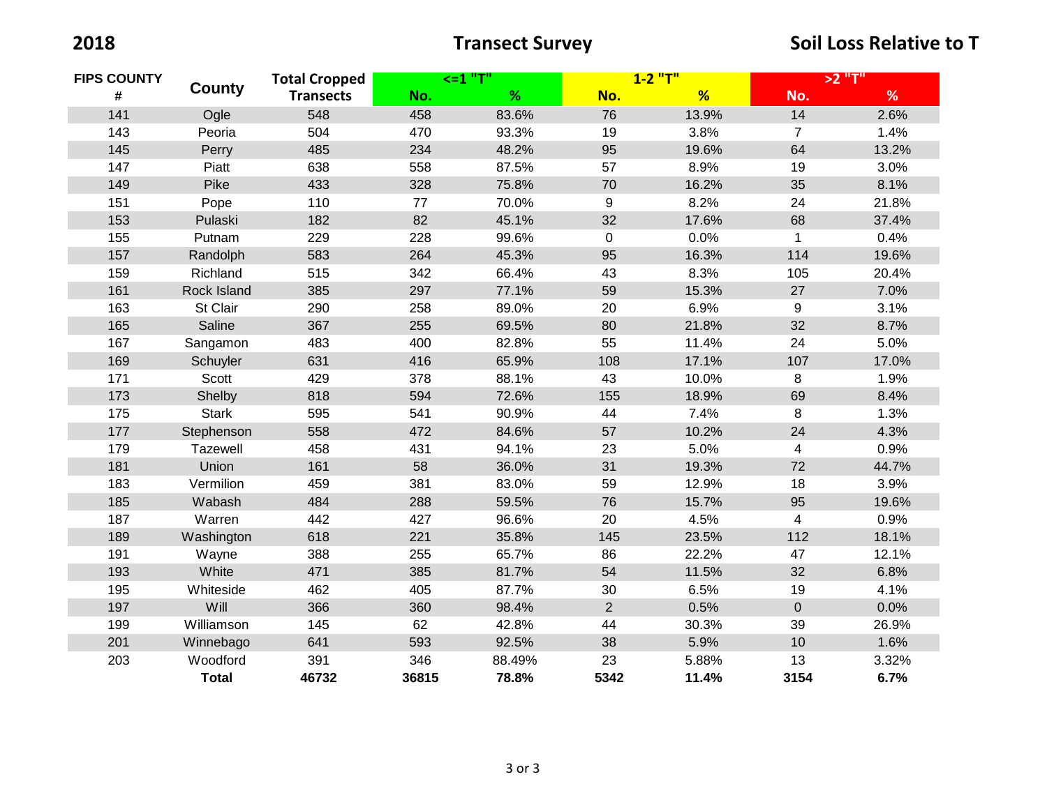**2018** | **Transect Survey** | **Soil Loss Relative to T**

| FIPS COUNTY # | County | Total Cropped Transects | <=1 "T" | | 1-2 "T" | | >2 "T" | |
|---|---|---|---|---|---|---|---|---|
| | | | No. | % | No. | % | No. | % |
| 141 | Ogle | 548 | 458 | 83.6% | 76 | 13.9% | 14 | 2.6% |
| 143 | Peoria | 504 | 470 | 93.3% | 19 | 3.8% | 7 | 1.4% |
| 145 | Perry | 485 | 234 | 48.2% | 95 | 19.6% | 64 | 13.2% |
| 147 | Piatt | 638 | 558 | 87.5% | 57 | 8.9% | 19 | 3.0% |
| 149 | Pike | 433 | 328 | 75.8% | 70 | 16.2% | 35 | 8.1% |
| 151 | Pope | 110 | 77 | 70.0% | 9 | 8.2% | 24 | 21.8% |
| 153 | Pulaski | 182 | 82 | 45.1% | 32 | 17.6% | 68 | 37.4% |
| 155 | Putnam | 229 | 228 | 99.6% | 0 | 0.0% | 1 | 0.4% |
| 157 | Randolph | 583 | 264 | 45.3% | 95 | 16.3% | 114 | 19.6% |
| 159 | Richland | 515 | 342 | 66.4% | 43 | 8.3% | 105 | 20.4% |
| 161 | Rock Island | 385 | 297 | 77.1% | 59 | 15.3% | 27 | 7.0% |
| 163 | St Clair | 290 | 258 | 89.0% | 20 | 6.9% | 9 | 3.1% |
| 165 | Saline | 367 | 255 | 69.5% | 80 | 21.8% | 32 | 8.7% |
| 167 | Sangamon | 483 | 400 | 82.8% | 55 | 11.4% | 24 | 5.0% |
| 169 | Schuyler | 631 | 416 | 65.9% | 108 | 17.1% | 107 | 17.0% |
| 171 | Scott | 429 | 378 | 88.1% | 43 | 10.0% | 8 | 1.9% |
| 173 | Shelby | 818 | 594 | 72.6% | 155 | 18.9% | 69 | 8.4% |
| 175 | Stark | 595 | 541 | 90.9% | 44 | 7.4% | 8 | 1.3% |
| 177 | Stephenson | 558 | 472 | 84.6% | 57 | 10.2% | 24 | 4.3% |
| 179 | Tazewell | 458 | 431 | 94.1% | 23 | 5.0% | 4 | 0.9% |
| 181 | Union | 161 | 58 | 36.0% | 31 | 19.3% | 72 | 44.7% |
| 183 | Vermilion | 459 | 381 | 83.0% | 59 | 12.9% | 18 | 3.9% |
| 185 | Wabash | 484 | 288 | 59.5% | 76 | 15.7% | 95 | 19.6% |
| 187 | Warren | 442 | 427 | 96.6% | 20 | 4.5% | 4 | 0.9% |
| 189 | Washington | 618 | 221 | 35.8% | 145 | 23.5% | 112 | 18.1% |
| 191 | Wayne | 388 | 255 | 65.7% | 86 | 22.2% | 47 | 12.1% |
| 193 | White | 471 | 385 | 81.7% | 54 | 11.5% | 32 | 6.8% |
| 195 | Whiteside | 462 | 405 | 87.7% | 30 | 6.5% | 19 | 4.1% |
| 197 | Will | 366 | 360 | 98.4% | 2 | 0.5% | 0 | 0.0% |
| 199 | Williamson | 145 | 62 | 42.8% | 44 | 30.3% | 39 | 26.9% |
| 201 | Winnebago | 641 | 593 | 92.5% | 38 | 5.9% | 10 | 1.6% |
| 203 | Woodford | 391 | 346 | 88.49% | 23 | 5.88% | 13 | 3.32% |
| | **Total** | **46732** | **36815** | **78.8%** | **5342** | **11.4%** | **3154** | **6.7%** |